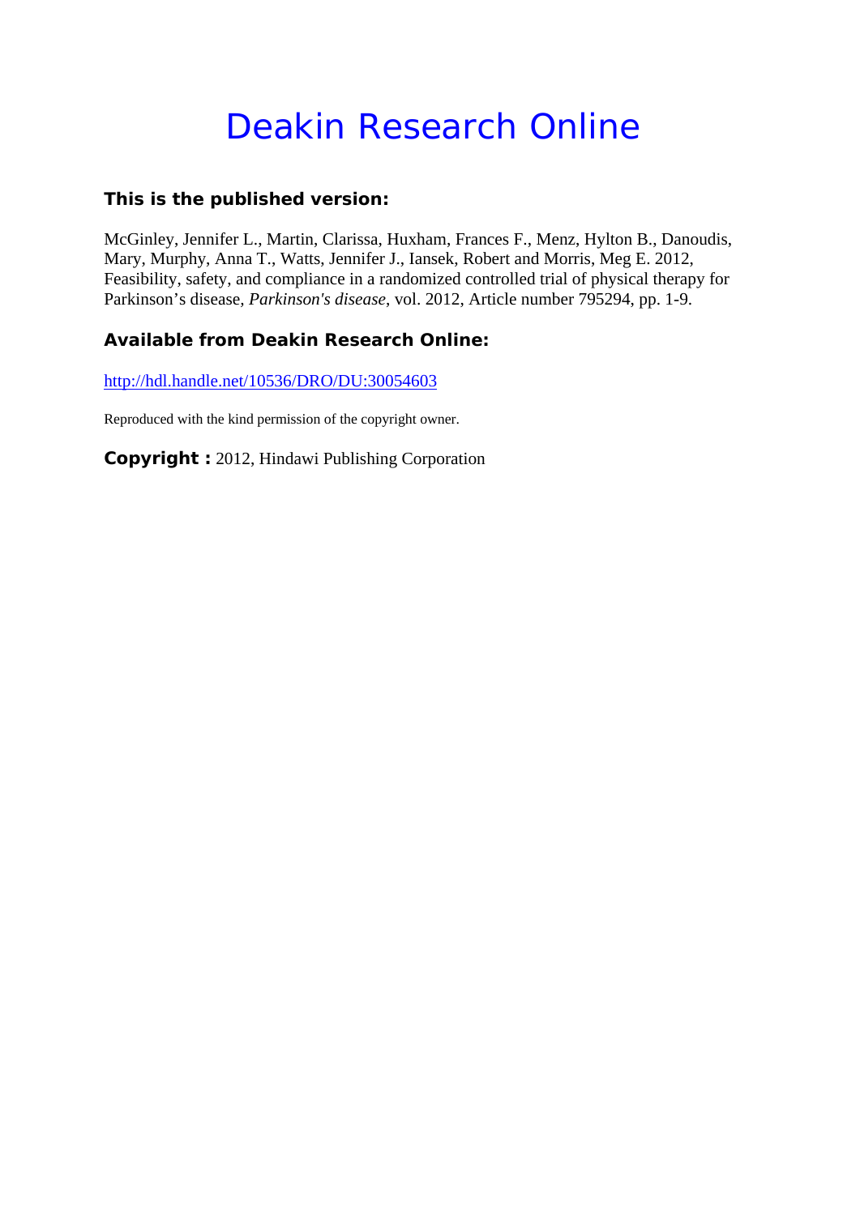# Deakin Research Online

**This is the published version:**

McGinley, Jennifer L., Martin, Clarissa, Huxham, Frances F., Menz, Hylton B., Danoudis, Mary, Murphy, Anna T., Watts, Jennifer J., Iansek, Robert and Morris, Meg E. 2012, Feasibility, safety, and compliance in a randomized controlled trial of physical therapy for Parkinson's disease, *Parkinson's disease*, vol. 2012, Article number 795294, pp. 1-9.

**Available from Deakin Research Online:**

http://hdl.handle.net/10536/DRO/DU:30054603

Reproduced with the kind permission of the copyright owner.

**Copyright :** 2012, Hindawi Publishing Corporation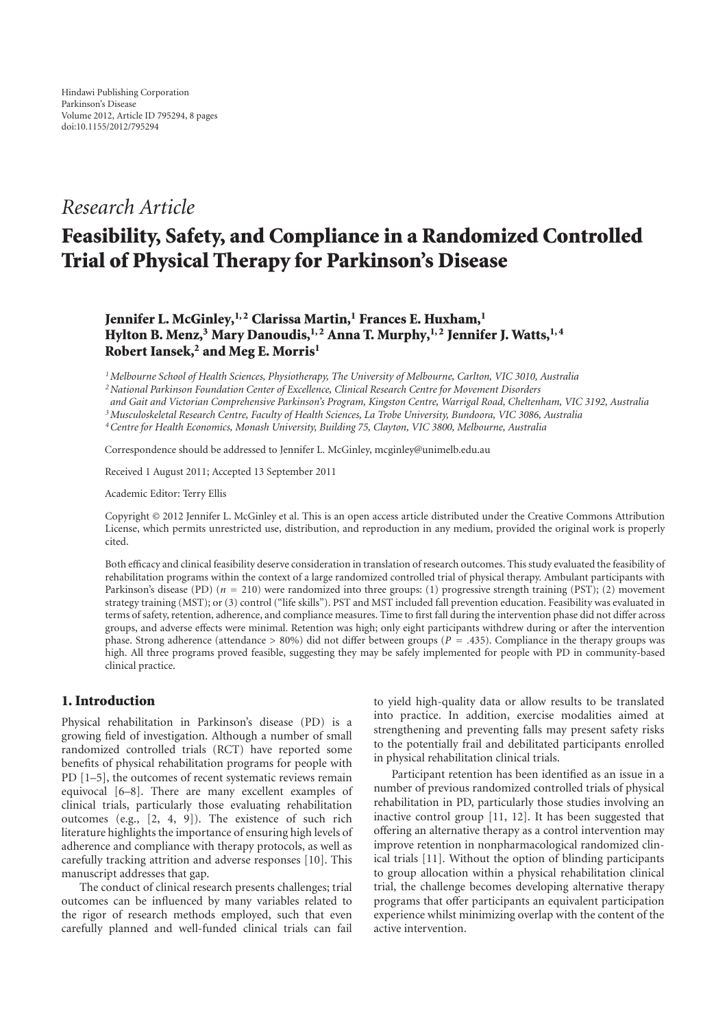# Research Article

# Feasibility, Safety, and Compliance in a Randomized Controlled Trial of Physical Therapy for Parkinson's Disease

**Jennifer L. McGinley,[1,2] Clarissa Martin,[1] Frances E. Huxham,[1] Hylton B. Menz,[3] Mary Danoudis,[1,2] Anna T. Murphy,[1,2] Jennifer J. Watts,[1,4] Robert Iansek,[2] and Meg E. Morris[1]**

*[1] Melbourne School of Health Sciences, Physiotherapy, The University of Melbourne, Carlton, VIC 3010, Australia*
*[2] National Parkinson Foundation Center of Excellence, Clinical Research Centre for Movement Disorders and Gait and Victorian Comprehensive Parkinson's Program, Kingston Centre, Warrigal Road, Cheltenham, VIC 3192, Australia*
*[3] Musculoskeletal Research Centre, Faculty of Health Sciences, La Trobe University, Bundoora, VIC 3086, Australia*
*[4] Centre for Health Economics, Monash University, Building 75, Clayton, VIC 3800, Melbourne, Australia*

Correspondence should be addressed to Jennifer L. McGinley, mcginley@unimelb.edu.au

Received 1 August 2011; Accepted 13 September 2011

Academic Editor: Terry Ellis

Copyright © 2012 Jennifer L. McGinley et al. This is an open access article distributed under the Creative Commons Attribution License, which permits unrestricted use, distribution, and reproduction in any medium, provided the original work is properly cited.

Both efficacy and clinical feasibility deserve consideration in translation of research outcomes. This study evaluated the feasibility of rehabilitation programs within the context of a large randomized controlled trial of physical therapy. Ambulant participants with Parkinson's disease (PD) ($n = 210$) were randomized into three groups: (1) progressive strength training (PST); (2) movement strategy training (MST); or (3) control ("life skills"). PST and MST included fall prevention education. Feasibility was evaluated in terms of safety, retention, adherence, and compliance measures. Time to first fall during the intervention phase did not differ across groups, and adverse effects were minimal. Retention was high; only eight participants withdrew during or after the intervention phase. Strong adherence (attendance > 80%) did not differ between groups ($P = .435$). Compliance in the therapy groups was high. All three programs proved feasible, suggesting they may be safely implemented for people with PD in community-based clinical practice.

## 1. Introduction

Physical rehabilitation in Parkinson's disease (PD) is a growing field of investigation. Although a number of small randomized controlled trials (RCT) have reported some benefits of physical rehabilitation programs for people with PD [1–5], the outcomes of recent systematic reviews remain equivocal [6–8]. There are many excellent examples of clinical trials, particularly those evaluating rehabilitation outcomes (e.g., [2, 4, 9]). The existence of such rich literature highlights the importance of ensuring high levels of adherence and compliance with therapy protocols, as well as carefully tracking attrition and adverse responses [10]. This manuscript addresses that gap.

The conduct of clinical research presents challenges; trial outcomes can be influenced by many variables related to the rigor of research methods employed, such that even carefully planned and well-funded clinical trials can fail to yield high-quality data or allow results to be translated into practice. In addition, exercise modalities aimed at strengthening and preventing falls may present safety risks to the potentially frail and debilitated participants enrolled in physical rehabilitation clinical trials.

Participant retention has been identified as an issue in a number of previous randomized controlled trials of physical rehabilitation in PD, particularly those studies involving an inactive control group [11, 12]. It has been suggested that offering an alternative therapy as a control intervention may improve retention in nonpharmacological randomized clinical trials [11]. Without the option of blinding participants to group allocation within a physical rehabilitation clinical trial, the challenge becomes developing alternative therapy programs that offer participants an equivalent participation experience whilst minimizing overlap with the content of the active intervention.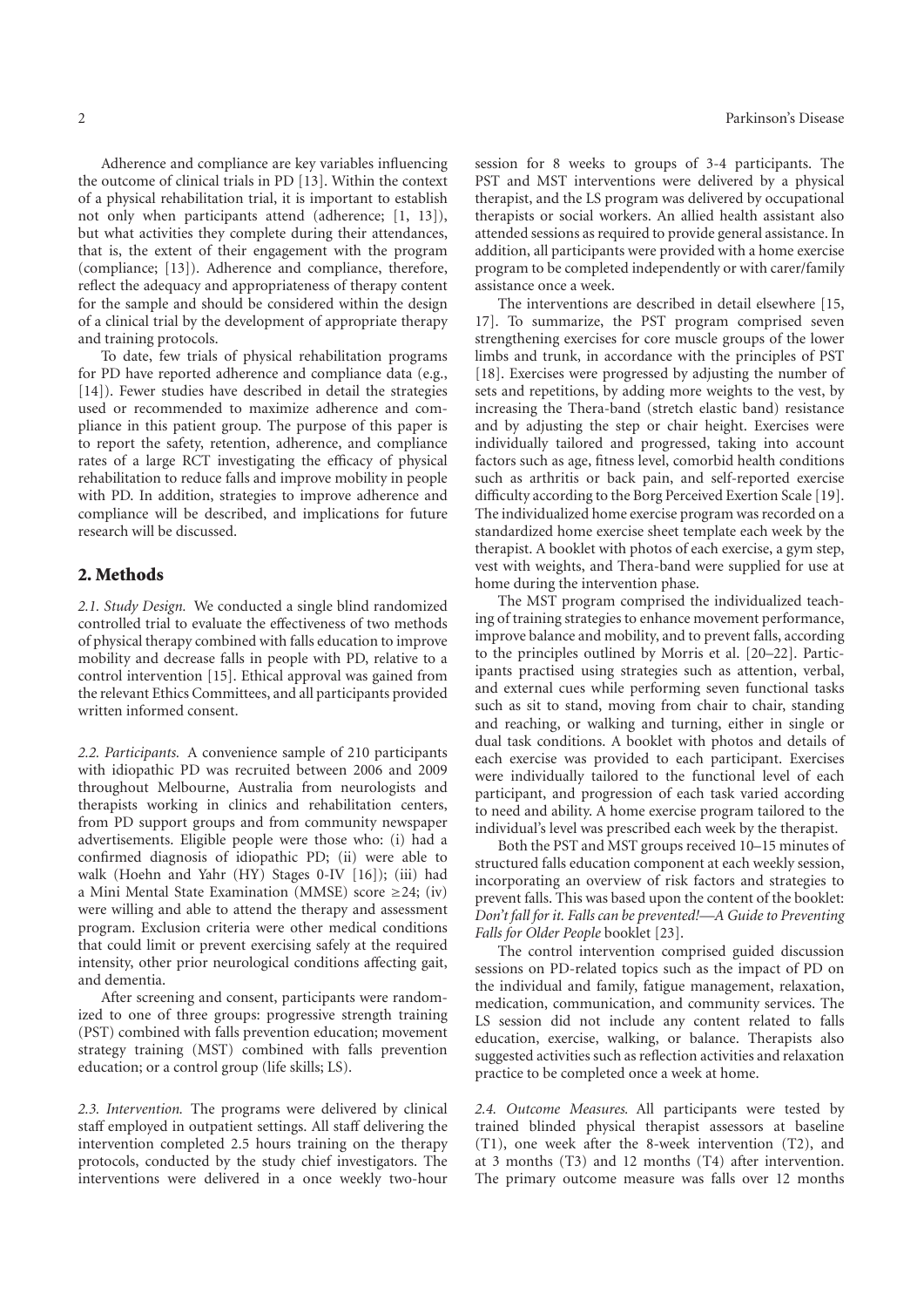Adherence and compliance are key variables influencing the outcome of clinical trials in PD [13]. Within the context of a physical rehabilitation trial, it is important to establish not only when participants attend (adherence; [1, 13]), but what activities they complete during their attendances, that is, the extent of their engagement with the program (compliance; [13]). Adherence and compliance, therefore, reflect the adequacy and appropriateness of therapy content for the sample and should be considered within the design of a clinical trial by the development of appropriate therapy and training protocols.

To date, few trials of physical rehabilitation programs for PD have reported adherence and compliance data (e.g., [14]). Fewer studies have described in detail the strategies used or recommended to maximize adherence and compliance in this patient group. The purpose of this paper is to report the safety, retention, adherence, and compliance rates of a large RCT investigating the efficacy of physical rehabilitation to reduce falls and improve mobility in people with PD. In addition, strategies to improve adherence and compliance will be described, and implications for future research will be discussed.

## 2. Methods

*2.1. Study Design.* We conducted a single blind randomized controlled trial to evaluate the effectiveness of two methods of physical therapy combined with falls education to improve mobility and decrease falls in people with PD, relative to a control intervention [15]. Ethical approval was gained from the relevant Ethics Committees, and all participants provided written informed consent.

*2.2. Participants.* A convenience sample of 210 participants with idiopathic PD was recruited between 2006 and 2009 throughout Melbourne, Australia from neurologists and therapists working in clinics and rehabilitation centers, from PD support groups and from community newspaper advertisements. Eligible people were those who: (i) had a confirmed diagnosis of idiopathic PD; (ii) were able to walk (Hoehn and Yahr (HY) Stages 0-IV [16]); (iii) had a Mini Mental State Examination (MMSE) score $\geq$24; (iv) were willing and able to attend the therapy and assessment program. Exclusion criteria were other medical conditions that could limit or prevent exercising safely at the required intensity, other prior neurological conditions affecting gait, and dementia.

After screening and consent, participants were randomized to one of three groups: progressive strength training (PST) combined with falls prevention education; movement strategy training (MST) combined with falls prevention education; or a control group (life skills; LS).

*2.3. Intervention.* The programs were delivered by clinical staff employed in outpatient settings. All staff delivering the intervention completed 2.5 hours training on the therapy protocols, conducted by the study chief investigators. The interventions were delivered in a once weekly two-hour session for 8 weeks to groups of 3-4 participants. The PST and MST interventions were delivered by a physical therapist, and the LS program was delivered by occupational therapists or social workers. An allied health assistant also attended sessions as required to provide general assistance. In addition, all participants were provided with a home exercise program to be completed independently or with carer/family assistance once a week.

The interventions are described in detail elsewhere [15, 17]. To summarize, the PST program comprised seven strengthening exercises for core muscle groups of the lower limbs and trunk, in accordance with the principles of PST [18]. Exercises were progressed by adjusting the number of sets and repetitions, by adding more weights to the vest, by increasing the Thera-band (stretch elastic band) resistance and by adjusting the step or chair height. Exercises were individually tailored and progressed, taking into account factors such as age, fitness level, comorbid health conditions such as arthritis or back pain, and self-reported exercise difficulty according to the Borg Perceived Exertion Scale [19]. The individualized home exercise program was recorded on a standardized home exercise sheet template each week by the therapist. A booklet with photos of each exercise, a gym step, vest with weights, and Thera-band were supplied for use at home during the intervention phase.

The MST program comprised the individualized teaching of training strategies to enhance movement performance, improve balance and mobility, and to prevent falls, according to the principles outlined by Morris et al. [20–22]. Participants practised using strategies such as attention, verbal, and external cues while performing seven functional tasks such as sit to stand, moving from chair to chair, standing and reaching, or walking and turning, either in single or dual task conditions. A booklet with photos and details of each exercise was provided to each participant. Exercises were individually tailored to the functional level of each participant, and progression of each task varied according to need and ability. A home exercise program tailored to the individual's level was prescribed each week by the therapist.

Both the PST and MST groups received 10–15 minutes of structured falls education component at each weekly session, incorporating an overview of risk factors and strategies to prevent falls. This was based upon the content of the booklet: *Don't fall for it. Falls can be prevented!—A Guide to Preventing Falls for Older People* booklet [23].

The control intervention comprised guided discussion sessions on PD-related topics such as the impact of PD on the individual and family, fatigue management, relaxation, medication, communication, and community services. The LS session did not include any content related to falls education, exercise, walking, or balance. Therapists also suggested activities such as reflection activities and relaxation practice to be completed once a week at home.

*2.4. Outcome Measures.* All participants were tested by trained blinded physical therapist assessors at baseline (T1), one week after the 8-week intervention (T2), and at 3 months (T3) and 12 months (T4) after intervention. The primary outcome measure was falls over 12 months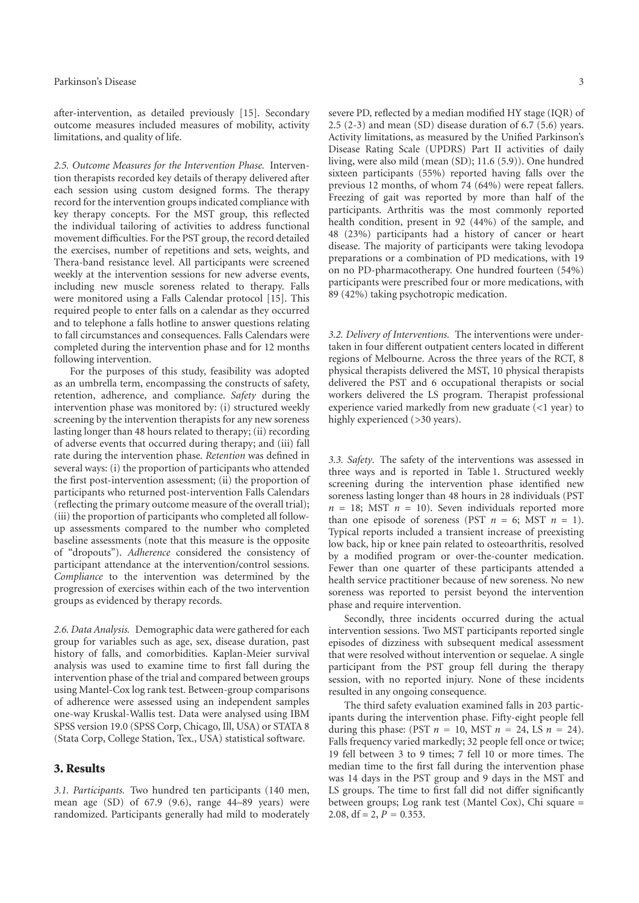after-intervention, as detailed previously [15]. Secondary outcome measures included measures of mobility, activity limitations, and quality of life.

*2.5. Outcome Measures for the Intervention Phase.* Intervention therapists recorded key details of therapy delivered after each session using custom designed forms. The therapy record for the intervention groups indicated compliance with key therapy concepts. For the MST group, this reflected the individual tailoring of activities to address functional movement difficulties. For the PST group, the record detailed the exercises, number of repetitions and sets, weights, and Thera-band resistance level. All participants were screened weekly at the intervention sessions for new adverse events, including new muscle soreness related to therapy. Falls were monitored using a Falls Calendar protocol [15]. This required people to enter falls on a calendar as they occurred and to telephone a falls hotline to answer questions relating to fall circumstances and consequences. Falls Calendars were completed during the intervention phase and for 12 months following intervention.

For the purposes of this study, feasibility was adopted as an umbrella term, encompassing the constructs of safety, retention, adherence, and compliance. *Safety* during the intervention phase was monitored by: (i) structured weekly screening by the intervention therapists for any new soreness lasting longer than 48 hours related to therapy; (ii) recording of adverse events that occurred during therapy; and (iii) fall rate during the intervention phase. *Retention* was defined in several ways: (i) the proportion of participants who attended the first post-intervention assessment; (ii) the proportion of participants who returned post-intervention Falls Calendars (reflecting the primary outcome measure of the overall trial); (iii) the proportion of participants who completed all follow-up assessments compared to the number who completed baseline assessments (note that this measure is the opposite of "dropouts"). *Adherence* considered the consistency of participant attendance at the intervention/control sessions. *Compliance* to the intervention was determined by the progression of exercises within each of the two intervention groups as evidenced by therapy records.

*2.6. Data Analysis.* Demographic data were gathered for each group for variables such as age, sex, disease duration, past history of falls, and comorbidities. Kaplan-Meier survival analysis was used to examine time to first fall during the intervention phase of the trial and compared between groups using Mantel-Cox log rank test. Between-group comparisons of adherence were assessed using an independent samples one-way Kruskal-Wallis test. Data were analysed using IBM SPSS version 19.0 (SPSS Corp, Chicago, Ill, USA) or STATA 8 (Stata Corp, College Station, Tex., USA) statistical software.

## 3. Results

*3.1. Participants.* Two hundred ten participants (140 men, mean age (SD) of 67.9 (9.6), range 44–89 years) were randomized. Participants generally had mild to moderately severe PD, reflected by a median modified HY stage (IQR) of 2.5 (2-3) and mean (SD) disease duration of 6.7 (5.6) years. Activity limitations, as measured by the Unified Parkinson's Disease Rating Scale (UPDRS) Part II activities of daily living, were also mild (mean (SD); 11.6 (5.9)). One hundred sixteen participants (55%) reported having falls over the previous 12 months, of whom 74 (64%) were repeat fallers. Freezing of gait was reported by more than half of the participants. Arthritis was the most commonly reported health condition, present in 92 (44%) of the sample, and 48 (23%) participants had a history of cancer or heart disease. The majority of participants were taking levodopa preparations or a combination of PD medications, with 19 on no PD-pharmacotherapy. One hundred fourteen (54%) participants were prescribed four or more medications, with 89 (42%) taking psychotropic medication.

*3.2. Delivery of Interventions.* The interventions were undertaken in four different outpatient centers located in different regions of Melbourne. Across the three years of the RCT, 8 physical therapists delivered the MST, 10 physical therapists delivered the PST and 6 occupational therapists or social workers delivered the LS program. Therapist professional experience varied markedly from new graduate (<1 year) to highly experienced (>30 years).

*3.3. Safety.* The safety of the interventions was assessed in three ways and is reported in Table 1. Structured weekly screening during the intervention phase identified new soreness lasting longer than 48 hours in 28 individuals (PST $n = 18$; MST $n = 10$). Seven individuals reported more than one episode of soreness (PST $n = 6$; MST $n = 1$). Typical reports included a transient increase of preexisting low back, hip or knee pain related to osteoarthritis, resolved by a modified program or over-the-counter medication. Fewer than one quarter of these participants attended a health service practitioner because of new soreness. No new soreness was reported to persist beyond the intervention phase and require intervention.

Secondly, three incidents occurred during the actual intervention sessions. Two MST participants reported single episodes of dizziness with subsequent medical assessment that were resolved without intervention or sequelae. A single participant from the PST group fell during the therapy session, with no reported injury. None of these incidents resulted in any ongoing consequence.

The third safety evaluation examined falls in 203 participants during the intervention phase. Fifty-eight people fell during this phase: (PST $n = 10$, MST $n = 24$, LS $n = 24$). Falls frequency varied markedly; 32 people fell once or twice; 19 fell between 3 to 9 times; 7 fell 10 or more times. The median time to the first fall during the intervention phase was 14 days in the PST group and 9 days in the MST and LS groups. The time to first fall did not differ significantly between groups; Log rank test (Mantel Cox), Chi square = 2.08, df = 2, $P = 0.353$.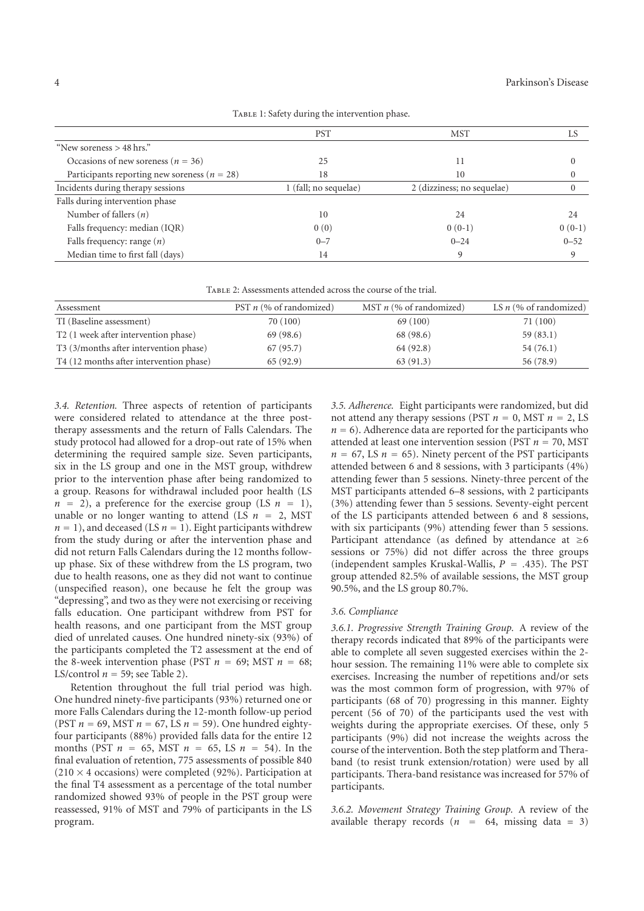Table 1: Safety during the intervention phase.

| | PST | MST | LS |
|---|---|---|---|
| "New soreness > 48 hrs." | | | |
| Occasions of new soreness ($n = 36$) | 25 | 11 | 0 |
| Participants reporting new soreness ($n = 28$) | 18 | 10 | 0 |
| Incidents during therapy sessions | 1 (fall; no sequelae) | 2 (dizziness; no sequelae) | 0 |
| Falls during intervention phase | | | |
| Number of fallers ($n$) | 10 | 24 | 24 |
| Falls frequency: median (IQR) | 0 (0) | 0 (0-1) | 0 (0-1) |
| Falls frequency: range ($n$) | 0–7 | 0–24 | 0–52 |
| Median time to first fall (days) | 14 | 9 | 9 |

Table 2: Assessments attended across the course of the trial.

| Assessment | PST $n$ (% of randomized) | MST $n$ (% of randomized) | LS $n$ (% of randomized) |
|---|---|---|---|
| TI (Baseline assessment) | 70 (100) | 69 (100) | 71 (100) |
| T2 (1 week after intervention phase) | 69 (98.6) | 68 (98.6) | 59 (83.1) |
| T3 (3/months after intervention phase) | 67 (95.7) | 64 (92.8) | 54 (76.1) |
| T4 (12 months after intervention phase) | 65 (92.9) | 63 (91.3) | 56 (78.9) |

*3.4. Retention.* Three aspects of retention of participants were considered related to attendance at the three post-therapy assessments and the return of Falls Calendars. The study protocol had allowed for a drop-out rate of 15% when determining the required sample size. Seven participants, six in the LS group and one in the MST group, withdrew prior to the intervention phase after being randomized to a group. Reasons for withdrawal included poor health (LS $n = 2$), a preference for the exercise group (LS $n = 1$), unable or no longer wanting to attend (LS $n = 2$, MST $n = 1$), and deceased (LS $n = 1$). Eight participants withdrew from the study during or after the intervention phase and did not return Falls Calendars during the 12 months follow-up phase. Six of these withdrew from the LS program, two due to health reasons, one as they did not want to continue (unspecified reason), one because he felt the group was "depressing", and two as they were not exercising or receiving falls education. One participant withdrew from PST for health reasons, and one participant from the MST group died of unrelated causes. One hundred ninety-six (93%) of the participants completed the T2 assessment at the end of the 8-week intervention phase (PST $n = 69$; MST $n = 68$; LS/control $n = 59$; see Table 2).

Retention throughout the full trial period was high. One hundred ninety-five participants (93%) returned one or more Falls Calendars during the 12-month follow-up period (PST $n = 69$, MST $n = 67$, LS $n = 59$). One hundred eighty-four participants (88%) provided falls data for the entire 12 months (PST $n = 65$, MST $n = 65$, LS $n = 54$). In the final evaluation of retention, 775 assessments of possible 840 ($210 \times 4$ occasions) were completed (92%). Participation at the final T4 assessment as a percentage of the total number randomized showed 93% of people in the PST group were reassessed, 91% of MST and 79% of participants in the LS program.

*3.5. Adherence.* Eight participants were randomized, but did not attend any therapy sessions (PST $n = 0$, MST $n = 2$, LS $n = 6$). Adherence data are reported for the participants who attended at least one intervention session (PST $n = 70$, MST $n = 67$, LS $n = 65$). Ninety percent of the PST participants attended between 6 and 8 sessions, with 3 participants (4%) attending fewer than 5 sessions. Ninety-three percent of the MST participants attended 6–8 sessions, with 2 participants (3%) attending fewer than 5 sessions. Seventy-eight percent of the LS participants attended between 6 and 8 sessions, with six participants (9%) attending fewer than 5 sessions. Participant attendance (as defined by attendance at $\geq 6$ sessions or 75%) did not differ across the three groups (independent samples Kruskal-Wallis, $P = .435$). The PST group attended 82.5% of available sessions, the MST group 90.5%, and the LS group 80.7%.

### 3.6. Compliance

*3.6.1. Progressive Strength Training Group.* A review of the therapy records indicated that 89% of the participants were able to complete all seven suggested exercises within the 2-hour session. The remaining 11% were able to complete six exercises. Increasing the number of repetitions and/or sets was the most common form of progression, with 97% of participants (68 of 70) progressing in this manner. Eighty percent (56 of 70) of the participants used the vest with weights during the appropriate exercises. Of these, only 5 participants (9%) did not increase the weights across the course of the intervention. Both the step platform and Thera-band (to resist trunk extension/rotation) were used by all participants. Thera-band resistance was increased for 57% of participants.

*3.6.2. Movement Strategy Training Group.* A review of the available therapy records ($n = 64$, missing data = 3)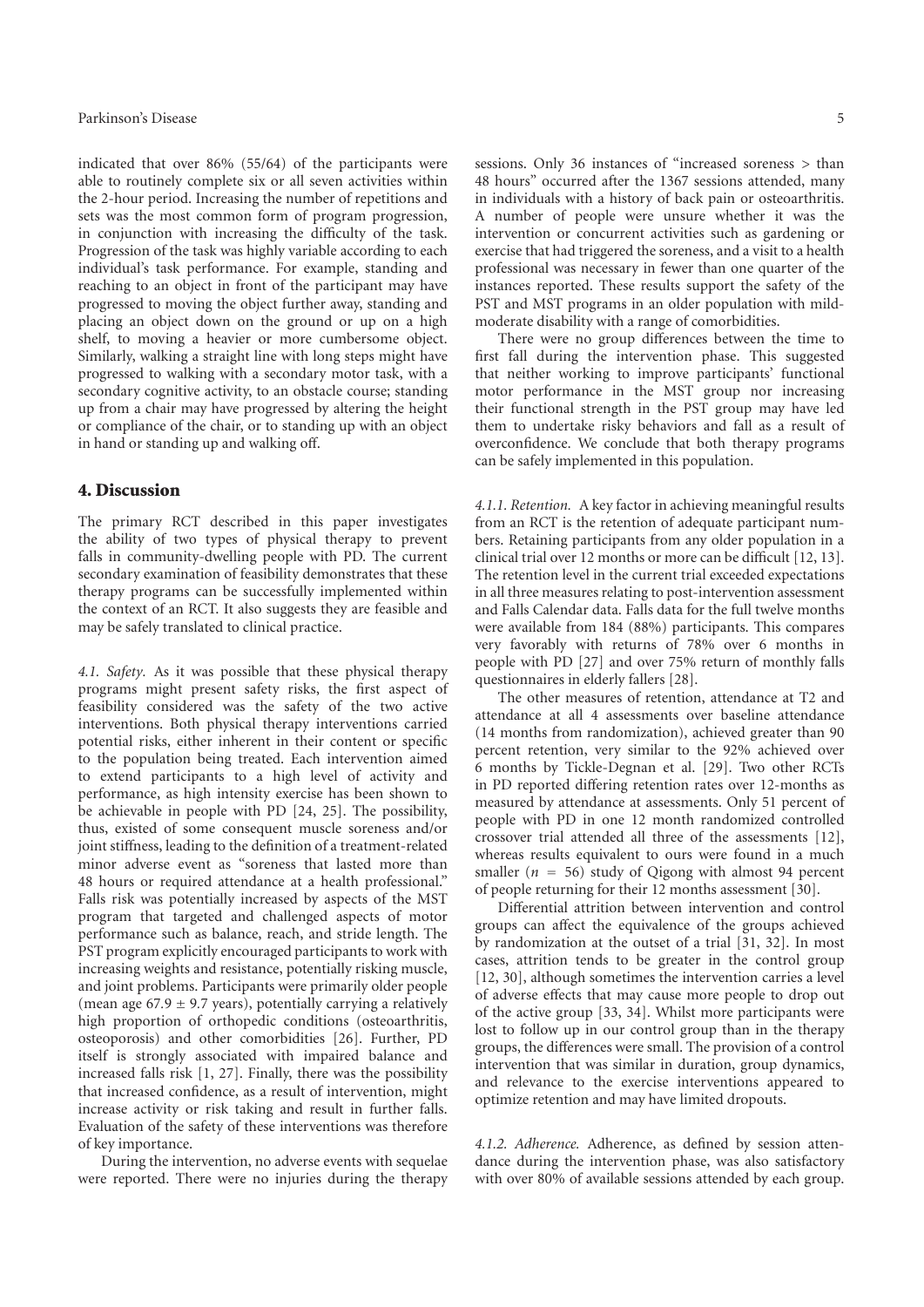indicated that over 86% (55/64) of the participants were able to routinely complete six or all seven activities within the 2-hour period. Increasing the number of repetitions and sets was the most common form of program progression, in conjunction with increasing the difficulty of the task. Progression of the task was highly variable according to each individual's task performance. For example, standing and reaching to an object in front of the participant may have progressed to moving the object further away, standing and placing an object down on the ground or up on a high shelf, to moving a heavier or more cumbersome object. Similarly, walking a straight line with long steps might have progressed to walking with a secondary motor task, with a secondary cognitive activity, to an obstacle course; standing up from a chair may have progressed by altering the height or compliance of the chair, or to standing up with an object in hand or standing up and walking off.

## 4. Discussion

The primary RCT described in this paper investigates the ability of two types of physical therapy to prevent falls in community-dwelling people with PD. The current secondary examination of feasibility demonstrates that these therapy programs can be successfully implemented within the context of an RCT. It also suggests they are feasible and may be safely translated to clinical practice.

*4.1. Safety.* As it was possible that these physical therapy programs might present safety risks, the first aspect of feasibility considered was the safety of the two active interventions. Both physical therapy interventions carried potential risks, either inherent in their content or specific to the population being treated. Each intervention aimed to extend participants to a high level of activity and performance, as high intensity exercise has been shown to be achievable in people with PD [24, 25]. The possibility, thus, existed of some consequent muscle soreness and/or joint stiffness, leading to the definition of a treatment-related minor adverse event as "soreness that lasted more than 48 hours or required attendance at a health professional." Falls risk was potentially increased by aspects of the MST program that targeted and challenged aspects of motor performance such as balance, reach, and stride length. The PST program explicitly encouraged participants to work with increasing weights and resistance, potentially risking muscle, and joint problems. Participants were primarily older people (mean age $67.9 \pm 9.7$ years), potentially carrying a relatively high proportion of orthopedic conditions (osteoarthritis, osteoporosis) and other comorbidities [26]. Further, PD itself is strongly associated with impaired balance and increased falls risk [1, 27]. Finally, there was the possibility that increased confidence, as a result of intervention, might increase activity or risk taking and result in further falls. Evaluation of the safety of these interventions was therefore of key importance.

During the intervention, no adverse events with sequelae were reported. There were no injuries during the therapy sessions. Only 36 instances of "increased soreness > than 48 hours" occurred after the 1367 sessions attended, many in individuals with a history of back pain or osteoarthritis. A number of people were unsure whether it was the intervention or concurrent activities such as gardening or exercise that had triggered the soreness, and a visit to a health professional was necessary in fewer than one quarter of the instances reported. These results support the safety of the PST and MST programs in an older population with mild-moderate disability with a range of comorbidities.

There were no group differences between the time to first fall during the intervention phase. This suggested that neither working to improve participants' functional motor performance in the MST group nor increasing their functional strength in the PST group may have led them to undertake risky behaviors and fall as a result of overconfidence. We conclude that both therapy programs can be safely implemented in this population.

*4.1.1. Retention.* A key factor in achieving meaningful results from an RCT is the retention of adequate participant numbers. Retaining participants from any older population in a clinical trial over 12 months or more can be difficult [12, 13]. The retention level in the current trial exceeded expectations in all three measures relating to post-intervention assessment and Falls Calendar data. Falls data for the full twelve months were available from 184 (88%) participants. This compares very favorably with returns of 78% over 6 months in people with PD [27] and over 75% return of monthly falls questionnaires in elderly fallers [28].

The other measures of retention, attendance at T2 and attendance at all 4 assessments over baseline attendance (14 months from randomization), achieved greater than 90 percent retention, very similar to the 92% achieved over 6 months by Tickle-Degnan et al. [29]. Two other RCTs in PD reported differing retention rates over 12-months as measured by attendance at assessments. Only 51 percent of people with PD in one 12 month randomized controlled crossover trial attended all three of the assessments [12], whereas results equivalent to ours were found in a much smaller ($n = 56$) study of Qigong with almost 94 percent of people returning for their 12 months assessment [30].

Differential attrition between intervention and control groups can affect the equivalence of the groups achieved by randomization at the outset of a trial [31, 32]. In most cases, attrition tends to be greater in the control group [12, 30], although sometimes the intervention carries a level of adverse effects that may cause more people to drop out of the active group [33, 34]. Whilst more participants were lost to follow up in our control group than in the therapy groups, the differences were small. The provision of a control intervention that was similar in duration, group dynamics, and relevance to the exercise interventions appeared to optimize retention and may have limited dropouts.

*4.1.2. Adherence.* Adherence, as defined by session attendance during the intervention phase, was also satisfactory with over 80% of available sessions attended by each group.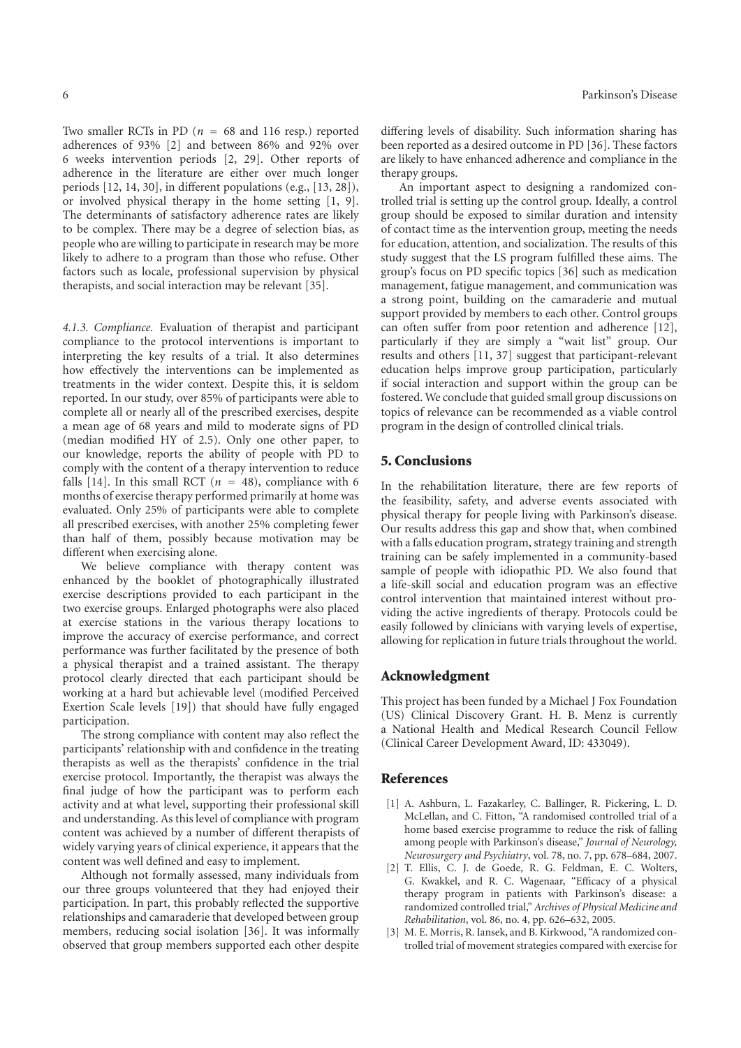Two smaller RCTs in PD ($n = 68$ and 116 resp.) reported adherences of 93% [2] and between 86% and 92% over 6 weeks intervention periods [2, 29]. Other reports of adherence in the literature are either over much longer periods [12, 14, 30], in different populations (e.g., [13, 28]), or involved physical therapy in the home setting [1, 9]. The determinants of satisfactory adherence rates are likely to be complex. There may be a degree of selection bias, as people who are willing to participate in research may be more likely to adhere to a program than those who refuse. Other factors such as locale, professional supervision by physical therapists, and social interaction may be relevant [35].

*4.1.3. Compliance.* Evaluation of therapist and participant compliance to the protocol interventions is important to interpreting the key results of a trial. It also determines how effectively the interventions can be implemented as treatments in the wider context. Despite this, it is seldom reported. In our study, over 85% of participants were able to complete all or nearly all of the prescribed exercises, despite a mean age of 68 years and mild to moderate signs of PD (median modified HY of 2.5). Only one other paper, to our knowledge, reports the ability of people with PD to comply with the content of a therapy intervention to reduce falls [14]. In this small RCT ($n = 48$), compliance with 6 months of exercise therapy performed primarily at home was evaluated. Only 25% of participants were able to complete all prescribed exercises, with another 25% completing fewer than half of them, possibly because motivation may be different when exercising alone.

We believe compliance with therapy content was enhanced by the booklet of photographically illustrated exercise descriptions provided to each participant in the two exercise groups. Enlarged photographs were also placed at exercise stations in the various therapy locations to improve the accuracy of exercise performance, and correct performance was further facilitated by the presence of both a physical therapist and a trained assistant. The therapy protocol clearly directed that each participant should be working at a hard but achievable level (modified Perceived Exertion Scale levels [19]) that should have fully engaged participation.

The strong compliance with content may also reflect the participants' relationship with and confidence in the treating therapists as well as the therapists' confidence in the trial exercise protocol. Importantly, the therapist was always the final judge of how the participant was to perform each activity and at what level, supporting their professional skill and understanding. As this level of compliance with program content was achieved by a number of different therapists of widely varying years of clinical experience, it appears that the content was well defined and easy to implement.

Although not formally assessed, many individuals from our three groups volunteered that they had enjoyed their participation. In part, this probably reflected the supportive relationships and camaraderie that developed between group members, reducing social isolation [36]. It was informally observed that group members supported each other despite differing levels of disability. Such information sharing has been reported as a desired outcome in PD [36]. These factors are likely to have enhanced adherence and compliance in the therapy groups.

An important aspect to designing a randomized controlled trial is setting up the control group. Ideally, a control group should be exposed to similar duration and intensity of contact time as the intervention group, meeting the needs for education, attention, and socialization. The results of this study suggest that the LS program fulfilled these aims. The group's focus on PD specific topics [36] such as medication management, fatigue management, and communication was a strong point, building on the camaraderie and mutual support provided by members to each other. Control groups can often suffer from poor retention and adherence [12], particularly if they are simply a "wait list" group. Our results and others [11, 37] suggest that participant-relevant education helps improve group participation, particularly if social interaction and support within the group can be fostered. We conclude that guided small group discussions on topics of relevance can be recommended as a viable control program in the design of controlled clinical trials.

## 5. Conclusions

In the rehabilitation literature, there are few reports of the feasibility, safety, and adverse events associated with physical therapy for people living with Parkinson's disease. Our results address this gap and show that, when combined with a falls education program, strategy training and strength training can be safely implemented in a community-based sample of people with idiopathic PD. We also found that a life-skill social and education program was an effective control intervention that maintained interest without providing the active ingredients of therapy. Protocols could be easily followed by clinicians with varying levels of expertise, allowing for replication in future trials throughout the world.

## Acknowledgment

This project has been funded by a Michael J Fox Foundation (US) Clinical Discovery Grant. H. B. Menz is currently a National Health and Medical Research Council Fellow (Clinical Career Development Award, ID: 433049).

## References

[1] A. Ashburn, L. Fazakarley, C. Ballinger, R. Pickering, L. D. McLellan, and C. Fitton, "A randomised controlled trial of a home based exercise programme to reduce the risk of falling among people with Parkinson's disease," *Journal of Neurology, Neurosurgery and Psychiatry*, vol. 78, no. 7, pp. 678–684, 2007.

[2] T. Ellis, C. J. de Goede, R. G. Feldman, E. C. Wolters, G. Kwakkel, and R. C. Wagenaar, "Efficacy of a physical therapy program in patients with Parkinson's disease: a randomized controlled trial," *Archives of Physical Medicine and Rehabilitation*, vol. 86, no. 4, pp. 626–632, 2005.

[3] M. E. Morris, R. Iansek, and B. Kirkwood, "A randomized controlled trial of movement strategies compared with exercise for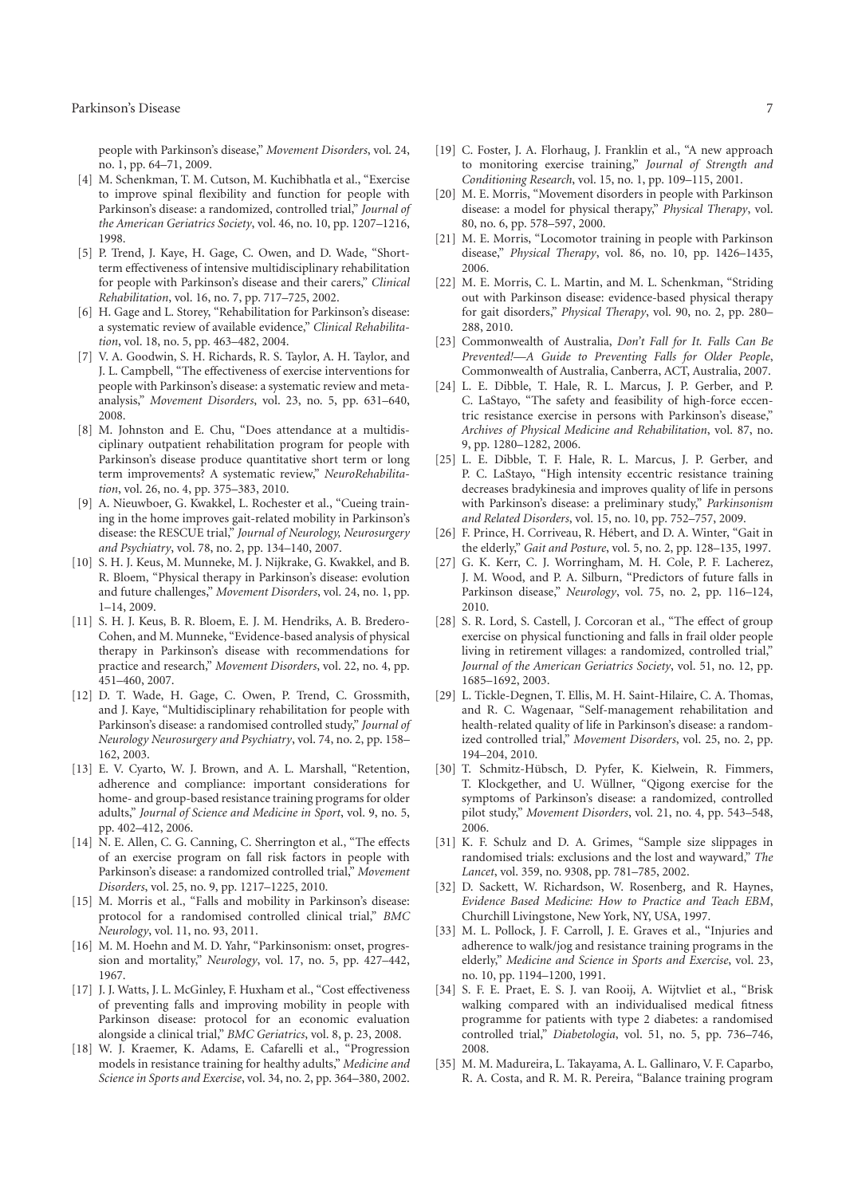people with Parkinson's disease," *Movement Disorders*, vol. 24, no. 1, pp. 64–71, 2009.

[4] M. Schenkman, T. M. Cutson, M. Kuchibhatla et al., "Exercise to improve spinal flexibility and function for people with Parkinson's disease: a randomized, controlled trial," *Journal of the American Geriatrics Society*, vol. 46, no. 10, pp. 1207–1216, 1998.

[5] P. Trend, J. Kaye, H. Gage, C. Owen, and D. Wade, "Short-term effectiveness of intensive multidisciplinary rehabilitation for people with Parkinson's disease and their carers," *Clinical Rehabilitation*, vol. 16, no. 7, pp. 717–725, 2002.

[6] H. Gage and L. Storey, "Rehabilitation for Parkinson's disease: a systematic review of available evidence," *Clinical Rehabilitation*, vol. 18, no. 5, pp. 463–482, 2004.

[7] V. A. Goodwin, S. H. Richards, R. S. Taylor, A. H. Taylor, and J. L. Campbell, "The effectiveness of exercise interventions for people with Parkinson's disease: a systematic review and meta-analysis," *Movement Disorders*, vol. 23, no. 5, pp. 631–640, 2008.

[8] M. Johnston and E. Chu, "Does attendance at a multidisciplinary outpatient rehabilitation program for people with Parkinson's disease produce quantitative short term or long term improvements? A systematic review," *NeuroRehabilitation*, vol. 26, no. 4, pp. 375–383, 2010.

[9] A. Nieuwboer, G. Kwakkel, L. Rochester et al., "Cueing training in the home improves gait-related mobility in Parkinson's disease: the RESCUE trial," *Journal of Neurology, Neurosurgery and Psychiatry*, vol. 78, no. 2, pp. 134–140, 2007.

[10] S. H. J. Keus, M. Munneke, M. J. Nijkrake, G. Kwakkel, and B. R. Bloem, "Physical therapy in Parkinson's disease: evolution and future challenges," *Movement Disorders*, vol. 24, no. 1, pp. 1–14, 2009.

[11] S. H. J. Keus, B. R. Bloem, E. J. M. Hendriks, A. B. Bredero-Cohen, and M. Munneke, "Evidence-based analysis of physical therapy in Parkinson's disease with recommendations for practice and research," *Movement Disorders*, vol. 22, no. 4, pp. 451–460, 2007.

[12] D. T. Wade, H. Gage, C. Owen, P. Trend, C. Grossmith, and J. Kaye, "Multidisciplinary rehabilitation for people with Parkinson's disease: a randomised controlled study," *Journal of Neurology Neurosurgery and Psychiatry*, vol. 74, no. 2, pp. 158–162, 2003.

[13] E. V. Cyarto, W. J. Brown, and A. L. Marshall, "Retention, adherence and compliance: important considerations for home- and group-based resistance training programs for older adults," *Journal of Science and Medicine in Sport*, vol. 9, no. 5, pp. 402–412, 2006.

[14] N. E. Allen, C. G. Canning, C. Sherrington et al., "The effects of an exercise program on fall risk factors in people with Parkinson's disease: a randomized controlled trial," *Movement Disorders*, vol. 25, no. 9, pp. 1217–1225, 2010.

[15] M. Morris et al., "Falls and mobility in Parkinson's disease: protocol for a randomised controlled clinical trial," *BMC Neurology*, vol. 11, no. 93, 2011.

[16] M. M. Hoehn and M. D. Yahr, "Parkinsonism: onset, progression and mortality," *Neurology*, vol. 17, no. 5, pp. 427–442, 1967.

[17] J. J. Watts, J. L. McGinley, F. Huxham et al., "Cost effectiveness of preventing falls and improving mobility in people with Parkinson disease: protocol for an economic evaluation alongside a clinical trial," *BMC Geriatrics*, vol. 8, p. 23, 2008.

[18] W. J. Kraemer, K. Adams, E. Cafarelli et al., "Progression models in resistance training for healthy adults," *Medicine and Science in Sports and Exercise*, vol. 34, no. 2, pp. 364–380, 2002.

[19] C. Foster, J. A. Florhaug, J. Franklin et al., "A new approach to monitoring exercise training," *Journal of Strength and Conditioning Research*, vol. 15, no. 1, pp. 109–115, 2001.

[20] M. E. Morris, "Movement disorders in people with Parkinson disease: a model for physical therapy," *Physical Therapy*, vol. 80, no. 6, pp. 578–597, 2000.

[21] M. E. Morris, "Locomotor training in people with Parkinson disease," *Physical Therapy*, vol. 86, no. 10, pp. 1426–1435, 2006.

[22] M. E. Morris, C. L. Martin, and M. L. Schenkman, "Striding out with Parkinson disease: evidence-based physical therapy for gait disorders," *Physical Therapy*, vol. 90, no. 2, pp. 280–288, 2010.

[23] Commonwealth of Australia, *Don't Fall for It. Falls Can Be Prevented!—A Guide to Preventing Falls for Older People*, Commonwealth of Australia, Canberra, ACT, Australia, 2007.

[24] L. E. Dibble, T. Hale, R. L. Marcus, J. P. Gerber, and P. C. LaStayo, "The safety and feasibility of high-force eccentric resistance exercise in persons with Parkinson's disease," *Archives of Physical Medicine and Rehabilitation*, vol. 87, no. 9, pp. 1280–1282, 2006.

[25] L. E. Dibble, T. F. Hale, R. L. Marcus, J. P. Gerber, and P. C. LaStayo, "High intensity eccentric resistance training decreases bradykinesia and improves quality of life in persons with Parkinson's disease: a preliminary study," *Parkinsonism and Related Disorders*, vol. 15, no. 10, pp. 752–757, 2009.

[26] F. Prince, H. Corriveau, R. Hébert, and D. A. Winter, "Gait in the elderly," *Gait and Posture*, vol. 5, no. 2, pp. 128–135, 1997.

[27] G. K. Kerr, C. J. Worringham, M. H. Cole, P. F. Lacherez, J. M. Wood, and P. A. Silburn, "Predictors of future falls in Parkinson disease," *Neurology*, vol. 75, no. 2, pp. 116–124, 2010.

[28] S. R. Lord, S. Castell, J. Corcoran et al., "The effect of group exercise on physical functioning and falls in frail older people living in retirement villages: a randomized, controlled trial," *Journal of the American Geriatrics Society*, vol. 51, no. 12, pp. 1685–1692, 2003.

[29] L. Tickle-Degnen, T. Ellis, M. H. Saint-Hilaire, C. A. Thomas, and R. C. Wagenaar, "Self-management rehabilitation and health-related quality of life in Parkinson's disease: a randomized controlled trial," *Movement Disorders*, vol. 25, no. 2, pp. 194–204, 2010.

[30] T. Schmitz-Hübsch, D. Pyfer, K. Kielwein, R. Fimmers, T. Klockgether, and U. Wüllner, "Qigong exercise for the symptoms of Parkinson's disease: a randomized, controlled pilot study," *Movement Disorders*, vol. 21, no. 4, pp. 543–548, 2006.

[31] K. F. Schulz and D. A. Grimes, "Sample size slippages in randomised trials: exclusions and the lost and wayward," *The Lancet*, vol. 359, no. 9308, pp. 781–785, 2002.

[32] D. Sackett, W. Richardson, W. Rosenberg, and R. Haynes, *Evidence Based Medicine: How to Practice and Teach EBM*, Churchill Livingstone, New York, NY, USA, 1997.

[33] M. L. Pollock, J. F. Carroll, J. E. Graves et al., "Injuries and adherence to walk/jog and resistance training programs in the elderly," *Medicine and Science in Sports and Exercise*, vol. 23, no. 10, pp. 1194–1200, 1991.

[34] S. F. E. Praet, E. S. J. van Rooij, A. Wijtvliet et al., "Brisk walking compared with an individualised medical fitness programme for patients with type 2 diabetes: a randomised controlled trial," *Diabetologia*, vol. 51, no. 5, pp. 736–746, 2008.

[35] M. M. Madureira, L. Takayama, A. L. Gallinaro, V. F. Caparbo, R. A. Costa, and R. M. R. Pereira, "Balance training program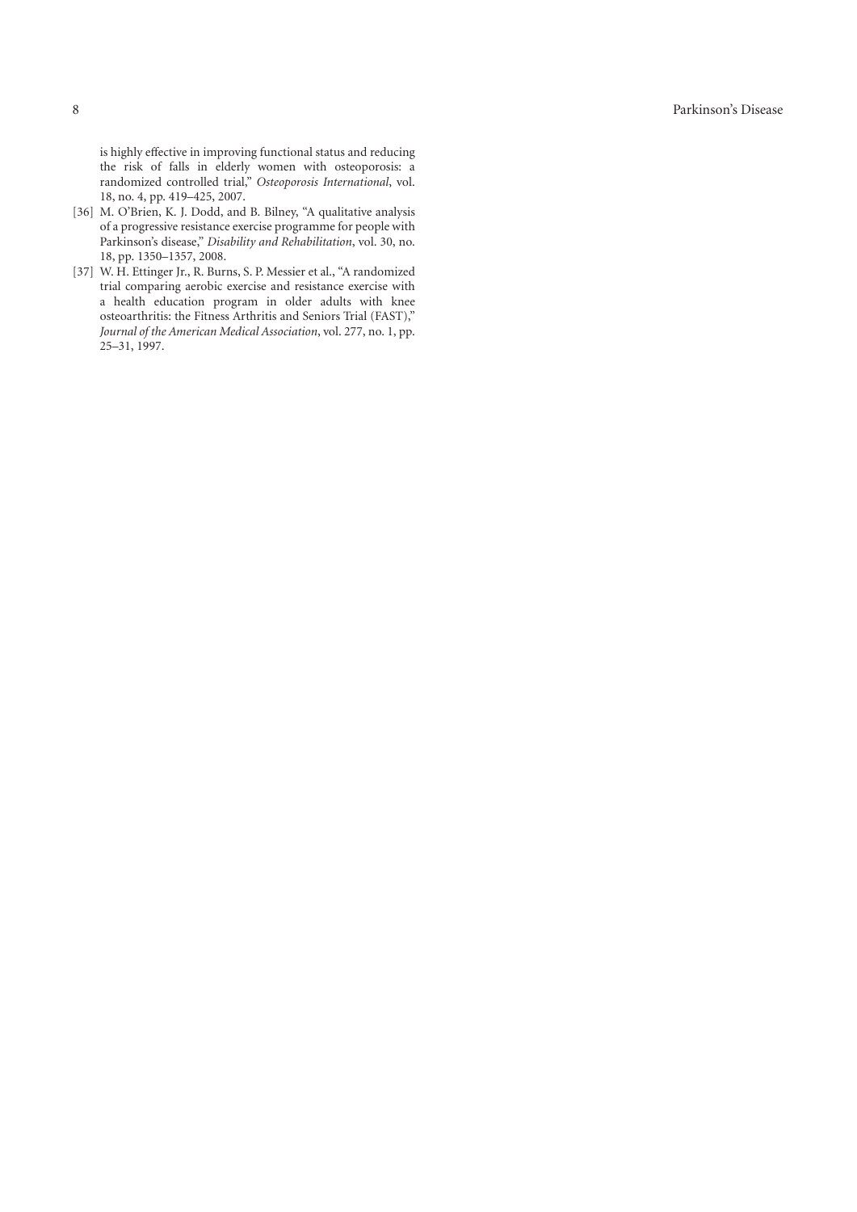is highly effective in improving functional status and reducing the risk of falls in elderly women with osteoporosis: a randomized controlled trial," *Osteoporosis International*, vol. 18, no. 4, pp. 419–425, 2007.

[36] M. O'Brien, K. J. Dodd, and B. Bilney, "A qualitative analysis of a progressive resistance exercise programme for people with Parkinson's disease," *Disability and Rehabilitation*, vol. 30, no. 18, pp. 1350–1357, 2008.

[37] W. H. Ettinger Jr., R. Burns, S. P. Messier et al., "A randomized trial comparing aerobic exercise and resistance exercise with a health education program in older adults with knee osteoarthritis: the Fitness Arthritis and Seniors Trial (FAST)," *Journal of the American Medical Association*, vol. 277, no. 1, pp. 25–31, 1997.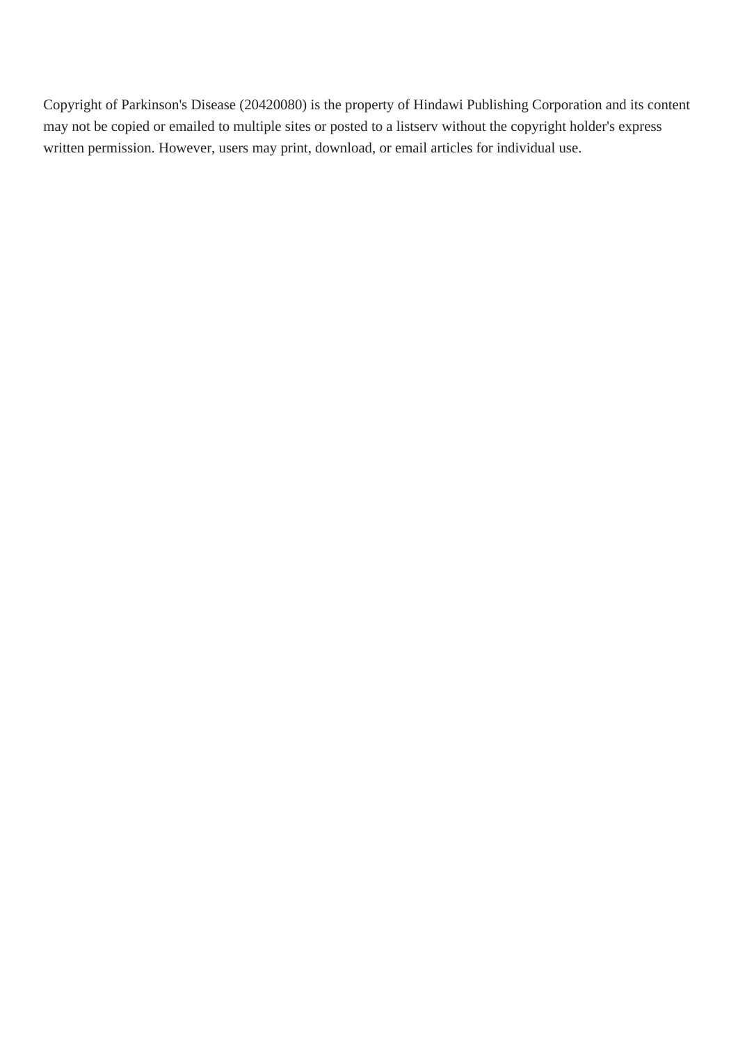Copyright of Parkinson's Disease (20420080) is the property of Hindawi Publishing Corporation and its content may not be copied or emailed to multiple sites or posted to a listserv without the copyright holder's express written permission. However, users may print, download, or email articles for individual use.